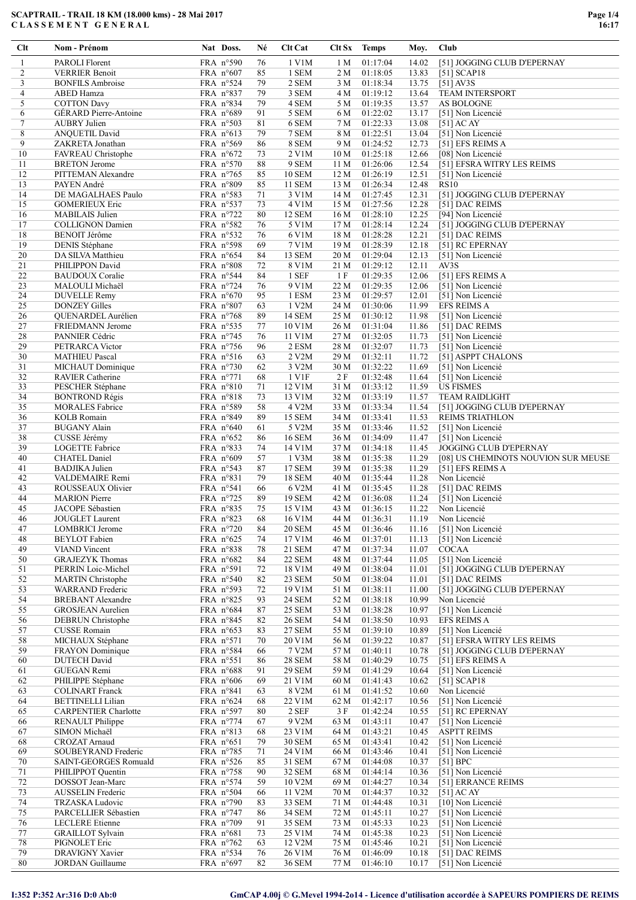# SCAPTRAIL - TRAIL 18 KM (18.000 kms) - 28 Mai 2017
## C L A S S E M E N T   G E N E R A L

| Clt | Nom - Prénom | Nat | Doss. | Né | Clt Cat | Clt Sx | Temps | Moy. | Club |
|---|---|---|---|---|---|---|---|---|---|
| 1 | PAROLI Florent | FRA | n°590 | 76 | 1 V1M | 1 M | 01:17:04 | 14.02 | [51] JOGGING CLUB D'EPERNAY |
| 2 | VERRIER Benoit | FRA | n°607 | 85 | 1 SEM | 2 M | 01:18:05 | 13.83 | [51] SCAP18 |
| 3 | BONFILS Ambroise | FRA | n°524 | 79 | 2 SEM | 3 M | 01:18:34 | 13.75 | [51] AV3S |
| 4 | ABED Hamza | FRA | n°837 | 79 | 3 SEM | 4 M | 01:19:12 | 13.64 | TEAM INTERSPORT |
| 5 | COTTON Davy | FRA | n°834 | 79 | 4 SEM | 5 M | 01:19:35 | 13.57 | AS BOLOGNE |
| 6 | GÉRARD Pierre-Antoine | FRA | n°689 | 91 | 5 SEM | 6 M | 01:22:02 | 13.17 | [51] Non Licencié |
| 7 | AUBRY Julien | FRA | n°503 | 81 | 6 SEM | 7 M | 01:22:33 | 13.08 | [51] AC AY |
| 8 | ANQUETIL David | FRA | n°613 | 79 | 7 SEM | 8 M | 01:22:51 | 13.04 | [51] Non Licencié |
| 9 | ZAKRETA Jonathan | FRA | n°569 | 86 | 8 SEM | 9 M | 01:24:52 | 12.73 | [51] EFS REIMS A |
| 10 | FAVREAU Christophe | FRA | n°672 | 73 | 2 V1M | 10 M | 01:25:18 | 12.66 | [08] Non Licencié |
| 11 | BRETON Jerome | FRA | n°570 | 88 | 9 SEM | 11 M | 01:26:06 | 12.54 | [51] EFSRA WITRY LES REIMS |
| 12 | PITTEMAN Alexandre | FRA | n°765 | 85 | 10 SEM | 12 M | 01:26:19 | 12.51 | [51] Non Licencié |
| 13 | PAYEN André | FRA | n°809 | 85 | 11 SEM | 13 M | 01:26:34 | 12.48 | RS10 |
| 14 | DE MAGALHAES Paulo | FRA | n°583 | 71 | 3 V1M | 14 M | 01:27:45 | 12.31 | [51] JOGGING CLUB D'EPERNAY |
| 15 | GOMERIEUX Eric | FRA | n°537 | 73 | 4 V1M | 15 M | 01:27:56 | 12.28 | [51] DAC REIMS |
| 16 | MABILAIS Julien | FRA | n°722 | 80 | 12 SEM | 16 M | 01:28:10 | 12.25 | [94] Non Licencié |
| 17 | COLLIGNON Damien | FRA | n°582 | 76 | 5 V1M | 17 M | 01:28:14 | 12.24 | [51] JOGGING CLUB D'EPERNAY |
| 18 | BENOIT Jérôme | FRA | n°532 | 76 | 6 V1M | 18 M | 01:28:28 | 12.21 | [51] DAC REIMS |
| 19 | DENIS Stéphane | FRA | n°598 | 69 | 7 V1M | 19 M | 01:28:39 | 12.18 | [51] RC EPERNAY |
| 20 | DA SILVA Matthieu | FRA | n°654 | 84 | 13 SEM | 20 M | 01:29:04 | 12.13 | [51] Non Licencié |
| 21 | PHILIPPON David | FRA | n°808 | 72 | 8 V1M | 21 M | 01:29:12 | 12.11 | AV3S |
| 22 | BAUDOUX Coralie | FRA | n°544 | 84 | 1 SEF | 1 F | 01:29:35 | 12.06 | [51] EFS REIMS A |
| 23 | MALOULI Michaël | FRA | n°724 | 76 | 9 V1M | 22 M | 01:29:35 | 12.06 | [51] Non Licencié |
| 24 | DUVELLE Remy | FRA | n°670 | 95 | 1 ESM | 23 M | 01:29:57 | 12.01 | [51] Non Licencié |
| 25 | DONZEY Gilles | FRA | n°807 | 63 | 1 V2M | 24 M | 01:30:06 | 11.99 | EFS REIMS A |
| 26 | QUENARDEL Aurélien | FRA | n°768 | 89 | 14 SEM | 25 M | 01:30:12 | 11.98 | [51] Non Licencié |
| 27 | FRIEDMANN Jerome | FRA | n°535 | 77 | 10 V1M | 26 M | 01:31:04 | 11.86 | [51] DAC REIMS |
| 28 | PANNIER Cédric | FRA | n°745 | 76 | 11 V1M | 27 M | 01:32:05 | 11.73 | [51] Non Licencié |
| 29 | PETRARCA Victor | FRA | n°756 | 96 | 2 ESM | 28 M | 01:32:07 | 11.73 | [51] Non Licencié |
| 30 | MATHIEU Pascal | FRA | n°516 | 63 | 2 V2M | 29 M | 01:32:11 | 11.72 | [51] ASPPT CHALONS |
| 31 | MICHAUT Dominique | FRA | n°730 | 62 | 3 V2M | 30 M | 01:32:22 | 11.69 | [51] Non Licencié |
| 32 | RAVIER Catherine | FRA | n°771 | 68 | 1 V1F | 2 F | 01:32:48 | 11.64 | [51] Non Licencié |
| 33 | PESCHER Stéphane | FRA | n°810 | 71 | 12 V1M | 31 M | 01:33:12 | 11.59 | US FISMES |
| 34 | BONTROND Régis | FRA | n°818 | 73 | 13 V1M | 32 M | 01:33:19 | 11.57 | TEAM RAIDLIGHT |
| 35 | MORALES Fabrice | FRA | n°589 | 72 | 4 V2M | 33 M | 01:33:34 | 11.54 | [51] JOGGING CLUB D'EPERNAY |
| 36 | KOLB Romain | FRA | n°849 | 89 | 15 SEM | 34 M | 01:33:41 | 11.53 | REIMS TRIATHLON |
| 37 | BUGANY Alain | FRA | n°640 | 61 | 5 V2M | 35 M | 01:33:46 | 11.52 | [51] Non Licencié |
| 38 | CUSSE Jérémy | FRA | n°652 | 86 | 16 SEM | 36 M | 01:34:09 | 11.47 | [51] Non Licencié |
| 39 | LOGETTE Fabrice | FRA | n°833 | 74 | 14 V1M | 37 M | 01:34:18 | 11.45 | JOGGING CLUB D'EPERNAY |
| 40 | CHATEL Daniel | FRA | n°609 | 57 | 1 V3M | 38 M | 01:35:38 | 11.29 | [08] US CHEMINOTS NOUVION SUR MEUSE |
| 41 | BADJIKA Julien | FRA | n°543 | 87 | 17 SEM | 39 M | 01:35:38 | 11.29 | [51] EFS REIMS A |
| 42 | VALDEMAIRE Remi | FRA | n°831 | 79 | 18 SEM | 40 M | 01:35:44 | 11.28 | Non Licencié |
| 43 | ROUSSEAUX Olivier | FRA | n°541 | 66 | 6 V2M | 41 M | 01:35:45 | 11.28 | [51] DAC REIMS |
| 44 | MARION Pierre | FRA | n°725 | 89 | 19 SEM | 42 M | 01:36:08 | 11.24 | [51] Non Licencié |
| 45 | JACOPE Sébastien | FRA | n°835 | 75 | 15 V1M | 43 M | 01:36:15 | 11.22 | Non Licencié |
| 46 | JOUGLET Laurent | FRA | n°823 | 68 | 16 V1M | 44 M | 01:36:31 | 11.19 | Non Licencié |
| 47 | LOMBRICI Jerome | FRA | n°720 | 84 | 20 SEM | 45 M | 01:36:46 | 11.16 | [51] Non Licencié |
| 48 | BEYLOT Fabien | FRA | n°625 | 74 | 17 V1M | 46 M | 01:37:01 | 11.13 | [51] Non Licencié |
| 49 | VIAND Vincent | FRA | n°838 | 78 | 21 SEM | 47 M | 01:37:34 | 11.07 | COCAA |
| 50 | GRAJEZYK Thomas | FRA | n°682 | 84 | 22 SEM | 48 M | 01:37:44 | 11.05 | [51] Non Licencié |
| 51 | PERRIN Loic-Michel | FRA | n°591 | 72 | 18 V1M | 49 M | 01:38:04 | 11.01 | [51] JOGGING CLUB D'EPERNAY |
| 52 | MARTIN Christophe | FRA | n°540 | 82 | 23 SEM | 50 M | 01:38:04 | 11.01 | [51] DAC REIMS |
| 53 | WARRAND Frederic | FRA | n°593 | 72 | 19 V1M | 51 M | 01:38:11 | 11.00 | [51] JOGGING CLUB D'EPERNAY |
| 54 | BREBANT Alexandre | FRA | n°825 | 93 | 24 SEM | 52 M | 01:38:18 | 10.99 | Non Licencié |
| 55 | GROSJEAN Aurelien | FRA | n°684 | 87 | 25 SEM | 53 M | 01:38:28 | 10.97 | [51] Non Licencié |
| 56 | DEBRUN Christophe | FRA | n°845 | 82 | 26 SEM | 54 M | 01:38:50 | 10.93 | EFS REIMS A |
| 57 | CUSSE Romain | FRA | n°653 | 83 | 27 SEM | 55 M | 01:39:10 | 10.89 | [51] Non Licencié |
| 58 | MICHAUX Stéphane | FRA | n°571 | 70 | 20 V1M | 56 M | 01:39:22 | 10.87 | [51] EFSRA WITRY LES REIMS |
| 59 | FRAYON Dominique | FRA | n°584 | 66 | 7 V2M | 57 M | 01:40:11 | 10.78 | [51] JOGGING CLUB D'EPERNAY |
| 60 | DUTECH David | FRA | n°551 | 86 | 28 SEM | 58 M | 01:40:29 | 10.75 | [51] EFS REIMS A |
| 61 | GUEGAN Remi | FRA | n°688 | 91 | 29 SEM | 59 M | 01:41:29 | 10.64 | [51] Non Licencié |
| 62 | PHILIPPE Stéphane | FRA | n°606 | 69 | 21 V1M | 60 M | 01:41:43 | 10.62 | [51] SCAP18 |
| 63 | COLINART Franck | FRA | n°841 | 63 | 8 V2M | 61 M | 01:41:52 | 10.60 | Non Licencié |
| 64 | BETTINELLI Lilian | FRA | n°624 | 68 | 22 V1M | 62 M | 01:42:17 | 10.56 | [51] Non Licencié |
| 65 | CARPENTIER Charlotte | FRA | n°597 | 80 | 2 SEF | 3 F | 01:42:24 | 10.55 | [51] RC EPERNAY |
| 66 | RENAULT Philippe | FRA | n°774 | 67 | 9 V2M | 63 M | 01:43:11 | 10.47 | [51] Non Licencié |
| 67 | SIMON Michaël | FRA | n°813 | 68 | 23 V1M | 64 M | 01:43:21 | 10.45 | ASPTT REIMS |
| 68 | CROZAT Arnaud | FRA | n°651 | 79 | 30 SEM | 65 M | 01:43:41 | 10.42 | [51] Non Licencié |
| 69 | SOUBEYRAND Frederic | FRA | n°785 | 71 | 24 V1M | 66 M | 01:43:46 | 10.41 | [51] Non Licencié |
| 70 | SAINT-GEORGES Romuald | FRA | n°526 | 85 | 31 SEM | 67 M | 01:44:08 | 10.37 | [51] BPC |
| 71 | PHILIPPOT Quentin | FRA | n°758 | 90 | 32 SEM | 68 M | 01:44:14 | 10.36 | [51] Non Licencié |
| 72 | DOSSOT Jean-Marc | FRA | n°574 | 59 | 10 V2M | 69 M | 01:44:27 | 10.34 | [51] ERRANCE REIMS |
| 73 | AUSSELIN Frederic | FRA | n°504 | 66 | 11 V2M | 70 M | 01:44:37 | 10.32 | [51] AC AY |
| 74 | TRZASKA Ludovic | FRA | n°790 | 83 | 33 SEM | 71 M | 01:44:48 | 10.31 | [10] Non Licencié |
| 75 | PARCELLIER Sébastien | FRA | n°747 | 86 | 34 SEM | 72 M | 01:45:11 | 10.27 | [51] Non Licencié |
| 76 | LECLERE Etienne | FRA | n°709 | 91 | 35 SEM | 73 M | 01:45:33 | 10.23 | [51] Non Licencié |
| 77 | GRAILLOT Sylvain | FRA | n°681 | 73 | 25 V1M | 74 M | 01:45:38 | 10.23 | [51] Non Licencié |
| 78 | PIGNOLET Eric | FRA | n°762 | 63 | 12 V2M | 75 M | 01:45:46 | 10.21 | [51] Non Licencié |
| 79 | DRAVIGNY Xavier | FRA | n°534 | 76 | 26 V1M | 76 M | 01:46:09 | 10.18 | [51] DAC REIMS |
| 80 | JORDAN Guillaume | FRA | n°697 | 82 | 36 SEM | 77 M | 01:46:10 | 10.17 | [51] Non Licencié |

I:352 P:352 Ar:316 D:0 Ab:0

GmCAP 4.00j © G.Mevel 1994-2o14 - Licence d'utilisation accordée à SAPEURS POMPIERS DE REIMS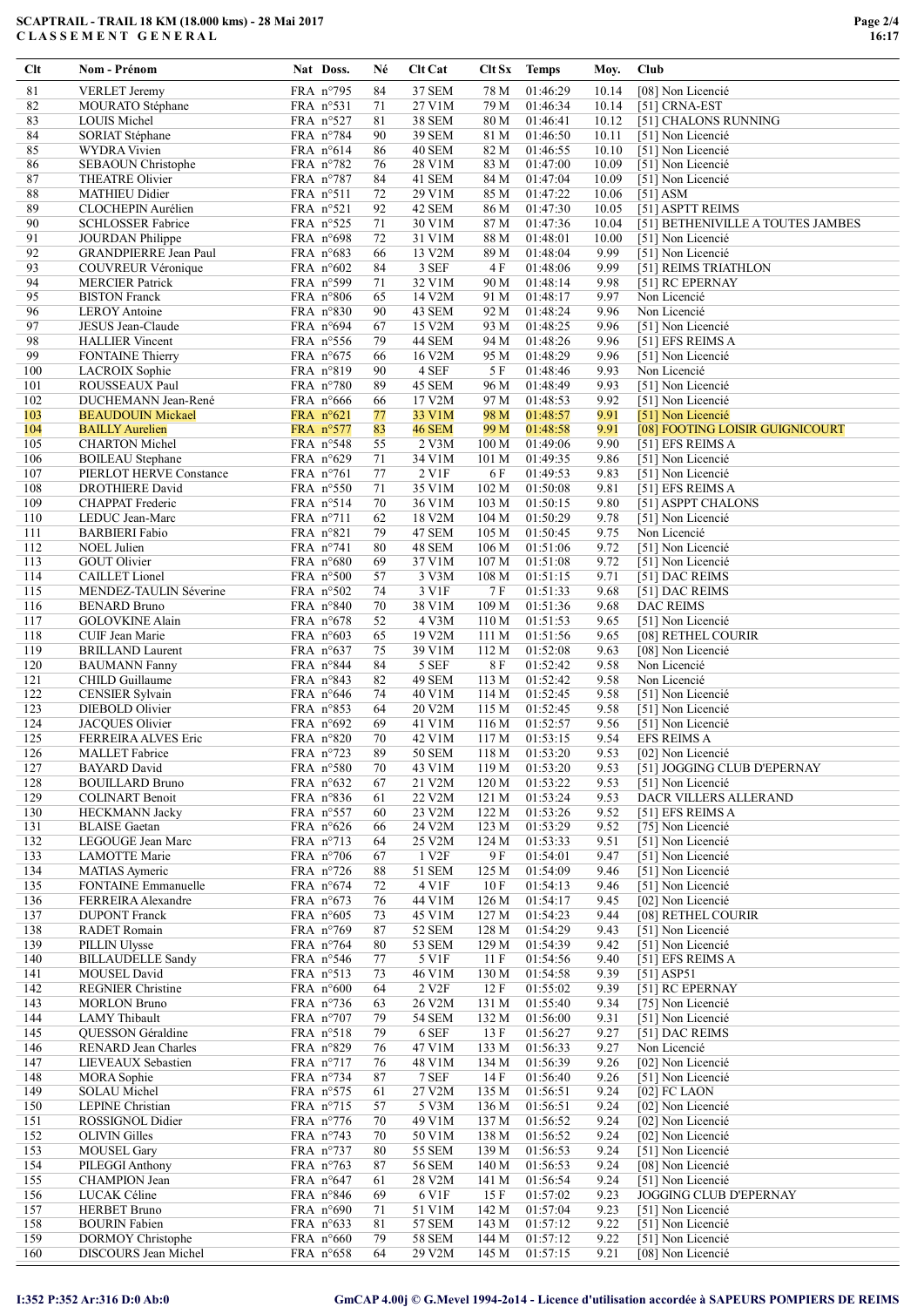# SCAPTRAIL - TRAIL 18 KM (18.000 kms) - 28 Mai 2017
## CLASSEMENT GENERAL

| Clt | Nom - Prénom | Nat | Doss. | Né | Clt Cat | Clt Sx | Temps | Moy. | Club |
|---|---|---|---|---|---|---|---|---|---|
| 81 | VERLET Jeremy | FRA | n°795 | 84 | 37 SEM | 78 M | 01:46:29 | 10.14 | [08] Non Licencié |
| 82 | MOURATO Stéphane | FRA | n°531 | 71 | 27 V1M | 79 M | 01:46:34 | 10.14 | [51] CRNA-EST |
| 83 | LOUIS Michel | FRA | n°527 | 81 | 38 SEM | 80 M | 01:46:41 | 10.12 | [51] CHALONS RUNNING |
| 84 | SORIAT Stéphane | FRA | n°784 | 90 | 39 SEM | 81 M | 01:46:50 | 10.11 | [51] Non Licencié |
| 85 | WYDRA Vivien | FRA | n°614 | 86 | 40 SEM | 82 M | 01:46:55 | 10.10 | [51] Non Licencié |
| 86 | SEBAOUN Christophe | FRA | n°782 | 76 | 28 V1M | 83 M | 01:47:00 | 10.09 | [51] Non Licencié |
| 87 | THEATRE Olivier | FRA | n°787 | 84 | 41 SEM | 84 M | 01:47:04 | 10.09 | [51] Non Licencié |
| 88 | MATHIEU Didier | FRA | n°511 | 72 | 29 V1M | 85 M | 01:47:22 | 10.06 | [51] ASM |
| 89 | CLOCHEPIN Aurélien | FRA | n°521 | 92 | 42 SEM | 86 M | 01:47:30 | 10.05 | [51] ASPTT REIMS |
| 90 | SCHLOSSER Fabrice | FRA | n°525 | 71 | 30 V1M | 87 M | 01:47:36 | 10.04 | [51] BETHENIVILLE A TOUTES JAMBES |
| 91 | JOURDAN Philippe | FRA | n°698 | 72 | 31 V1M | 88 M | 01:48:01 | 10.00 | [51] Non Licencié |
| 92 | GRANDPIERRE Jean Paul | FRA | n°683 | 66 | 13 V2M | 89 M | 01:48:04 | 9.99 | [51] Non Licencié |
| 93 | COUVREUR Véronique | FRA | n°602 | 84 | 3 SEF | 4 F | 01:48:06 | 9.99 | [51] REIMS TRIATHLON |
| 94 | MERCIER Patrick | FRA | n°599 | 71 | 32 V1M | 90 M | 01:48:14 | 9.98 | [51] RC EPERNAY |
| 95 | BISTON Franck | FRA | n°806 | 65 | 14 V2M | 91 M | 01:48:17 | 9.97 | Non Licencié |
| 96 | LEROY Antoine | FRA | n°830 | 90 | 43 SEM | 92 M | 01:48:24 | 9.96 | Non Licencié |
| 97 | JESUS Jean-Claude | FRA | n°694 | 67 | 15 V2M | 93 M | 01:48:25 | 9.96 | [51] Non Licencié |
| 98 | HALLIER Vincent | FRA | n°556 | 79 | 44 SEM | 94 M | 01:48:26 | 9.96 | [51] EFS REIMS A |
| 99 | FONTAINE Thierry | FRA | n°675 | 66 | 16 V2M | 95 M | 01:48:29 | 9.96 | [51] Non Licencié |
| 100 | LACROIX Sophie | FRA | n°819 | 90 | 4 SEF | 5 F | 01:48:46 | 9.93 | Non Licencié |
| 101 | ROUSSEAUX Paul | FRA | n°780 | 89 | 45 SEM | 96 M | 01:48:49 | 9.93 | [51] Non Licencié |
| 102 | DUCHEMANN Jean-René | FRA | n°666 | 66 | 17 V2M | 97 M | 01:48:53 | 9.92 | [51] Non Licencié |
| 103 | BEAUDOUIN Mickael | FRA | n°621 | 77 | 33 V1M | 98 M | 01:48:57 | 9.91 | [51] Non Licencié |
| 104 | BAILLY Aurelien | FRA | n°577 | 83 | 46 SEM | 99 M | 01:48:58 | 9.91 | [08] FOOTING LOISIR GUIGNICOURT |
| 105 | CHARTON Michel | FRA | n°548 | 55 | 2 V3M | 100 M | 01:49:06 | 9.90 | [51] EFS REIMS A |
| 106 | BOILEAU Stephane | FRA | n°629 | 71 | 34 V1M | 101 M | 01:49:35 | 9.86 | [51] Non Licencié |
| 107 | PIERLOT HERVE Constance | FRA | n°761 | 77 | 2 V1F | 6 F | 01:49:53 | 9.83 | [51] Non Licencié |
| 108 | DROTHIERE David | FRA | n°550 | 71 | 35 V1M | 102 M | 01:50:08 | 9.81 | [51] EFS REIMS A |
| 109 | CHAPPAT Frederic | FRA | n°514 | 70 | 36 V1M | 103 M | 01:50:15 | 9.80 | [51] ASPPT CHALONS |
| 110 | LEDUC Jean-Marc | FRA | n°711 | 62 | 18 V2M | 104 M | 01:50:29 | 9.78 | [51] Non Licencié |
| 111 | BARBIERI Fabio | FRA | n°821 | 79 | 47 SEM | 105 M | 01:50:45 | 9.75 | Non Licencié |
| 112 | NOEL Julien | FRA | n°741 | 80 | 48 SEM | 106 M | 01:51:06 | 9.72 | [51] Non Licencié |
| 113 | GOUT Olivier | FRA | n°680 | 69 | 37 V1M | 107 M | 01:51:08 | 9.72 | [51] Non Licencié |
| 114 | CAILLET Lionel | FRA | n°500 | 57 | 3 V3M | 108 M | 01:51:15 | 9.71 | [51] DAC REIMS |
| 115 | MENDEZ-TAULIN Séverine | FRA | n°502 | 74 | 3 V1F | 7 F | 01:51:33 | 9.68 | [51] DAC REIMS |
| 116 | BENARD Bruno | FRA | n°840 | 70 | 38 V1M | 109 M | 01:51:36 | 9.68 | DAC REIMS |
| 117 | GOLOVKINE Alain | FRA | n°678 | 52 | 4 V3M | 110 M | 01:51:53 | 9.65 | [51] Non Licencié |
| 118 | CUIF Jean Marie | FRA | n°603 | 65 | 19 V2M | 111 M | 01:51:56 | 9.65 | [08] RETHEL COURIR |
| 119 | BRILLAND Laurent | FRA | n°637 | 75 | 39 V1M | 112 M | 01:52:08 | 9.63 | [08] Non Licencié |
| 120 | BAUMANN Fanny | FRA | n°844 | 84 | 5 SEF | 8 F | 01:52:42 | 9.58 | Non Licencié |
| 121 | CHILD Guillaume | FRA | n°843 | 82 | 49 SEM | 113 M | 01:52:42 | 9.58 | Non Licencié |
| 122 | CENSIER Sylvain | FRA | n°646 | 74 | 40 V1M | 114 M | 01:52:45 | 9.58 | [51] Non Licencié |
| 123 | DIEBOLD Olivier | FRA | n°853 | 64 | 20 V2M | 115 M | 01:52:45 | 9.58 | [51] Non Licencié |
| 124 | JACQUES Olivier | FRA | n°692 | 69 | 41 V1M | 116 M | 01:52:57 | 9.56 | [51] Non Licencié |
| 125 | FERREIRA ALVES Eric | FRA | n°820 | 70 | 42 V1M | 117 M | 01:53:15 | 9.54 | EFS REIMS A |
| 126 | MALLET Fabrice | FRA | n°723 | 89 | 50 SEM | 118 M | 01:53:20 | 9.53 | [02] Non Licencié |
| 127 | BAYARD David | FRA | n°580 | 70 | 43 V1M | 119 M | 01:53:20 | 9.53 | [51] JOGGING CLUB D'EPERNAY |
| 128 | BOUILLARD Bruno | FRA | n°632 | 67 | 21 V2M | 120 M | 01:53:22 | 9.53 | [51] Non Licencié |
| 129 | COLINART Benoit | FRA | n°836 | 61 | 22 V2M | 121 M | 01:53:24 | 9.53 | DACR VILLERS ALLERAND |
| 130 | HECKMANN Jacky | FRA | n°557 | 60 | 23 V2M | 122 M | 01:53:26 | 9.52 | [51] EFS REIMS A |
| 131 | BLAISE Gaetan | FRA | n°626 | 66 | 24 V2M | 123 M | 01:53:29 | 9.52 | [75] Non Licencié |
| 132 | LEGOUGE Jean Marc | FRA | n°713 | 64 | 25 V2M | 124 M | 01:53:33 | 9.51 | [51] Non Licencié |
| 133 | LAMOTTE Marie | FRA | n°706 | 67 | 1 V2F | 9 F | 01:54:01 | 9.47 | [51] Non Licencié |
| 134 | MATIAS Aymeric | FRA | n°726 | 88 | 51 SEM | 125 M | 01:54:09 | 9.46 | [51] Non Licencié |
| 135 | FONTAINE Emmanuelle | FRA | n°674 | 72 | 4 V1F | 10 F | 01:54:13 | 9.46 | [51] Non Licencié |
| 136 | FERREIRA Alexandre | FRA | n°673 | 76 | 44 V1M | 126 M | 01:54:17 | 9.45 | [02] Non Licencié |
| 137 | DUPONT Franck | FRA | n°605 | 73 | 45 V1M | 127 M | 01:54:23 | 9.44 | [08] RETHEL COURIR |
| 138 | RADET Romain | FRA | n°769 | 87 | 52 SEM | 128 M | 01:54:29 | 9.43 | [51] Non Licencié |
| 139 | PILLIN Ulysse | FRA | n°764 | 80 | 53 SEM | 129 M | 01:54:39 | 9.42 | [51] Non Licencié |
| 140 | BILLAUDELLE Sandy | FRA | n°546 | 77 | 5 V1F | 11 F | 01:54:56 | 9.40 | [51] EFS REIMS A |
| 141 | MOUSEL David | FRA | n°513 | 73 | 46 V1M | 130 M | 01:54:58 | 9.39 | [51] ASP51 |
| 142 | REGNIER Christine | FRA | n°600 | 64 | 2 V2F | 12 F | 01:55:02 | 9.39 | [51] RC EPERNAY |
| 143 | MORLON Bruno | FRA | n°736 | 63 | 26 V2M | 131 M | 01:55:40 | 9.34 | [75] Non Licencié |
| 144 | LAMY Thibault | FRA | n°707 | 79 | 54 SEM | 132 M | 01:56:00 | 9.31 | [51] Non Licencié |
| 145 | QUESSON Géraldine | FRA | n°518 | 79 | 6 SEF | 13 F | 01:56:27 | 9.27 | [51] DAC REIMS |
| 146 | RENARD Jean Charles | FRA | n°829 | 76 | 47 V1M | 133 M | 01:56:33 | 9.27 | Non Licencié |
| 147 | LIEVEAUX Sebastien | FRA | n°717 | 76 | 48 V1M | 134 M | 01:56:39 | 9.26 | [02] Non Licencié |
| 148 | MORA Sophie | FRA | n°734 | 87 | 7 SEF | 14 F | 01:56:40 | 9.26 | [51] Non Licencié |
| 149 | SOLAU Michel | FRA | n°575 | 61 | 27 V2M | 135 M | 01:56:51 | 9.24 | [02] FC LAON |
| 150 | LEPINE Christian | FRA | n°715 | 57 | 5 V3M | 136 M | 01:56:51 | 9.24 | [02] Non Licencié |
| 151 | ROSSIGNOL Didier | FRA | n°776 | 70 | 49 V1M | 137 M | 01:56:52 | 9.24 | [02] Non Licencié |
| 152 | OLIVIN Gilles | FRA | n°743 | 70 | 50 V1M | 138 M | 01:56:52 | 9.24 | [02] Non Licencié |
| 153 | MOUSEL Gary | FRA | n°737 | 80 | 55 SEM | 139 M | 01:56:53 | 9.24 | [51] Non Licencié |
| 154 | PILEGGI Anthony | FRA | n°763 | 87 | 56 SEM | 140 M | 01:56:53 | 9.24 | [08] Non Licencié |
| 155 | CHAMPION Jean | FRA | n°647 | 61 | 28 V2M | 141 M | 01:56:54 | 9.24 | [51] Non Licencié |
| 156 | LUCAK Céline | FRA | n°846 | 69 | 6 V1F | 15 F | 01:57:02 | 9.23 | JOGGING CLUB D'EPERNAY |
| 157 | HERBET Bruno | FRA | n°690 | 71 | 51 V1M | 142 M | 01:57:04 | 9.23 | [51] Non Licencié |
| 158 | BOURIN Fabien | FRA | n°633 | 81 | 57 SEM | 143 M | 01:57:12 | 9.22 | [51] Non Licencié |
| 159 | DORMOY Christophe | FRA | n°660 | 79 | 58 SEM | 144 M | 01:57:12 | 9.22 | [51] Non Licencié |
| 160 | DISCOURS Jean Michel | FRA | n°658 | 64 | 29 V2M | 145 M | 01:57:15 | 9.21 | [08] Non Licencié |

I:352 P:352 Ar:316 D:0 Ab:0

GmCAP 4.00j © G.Mevel 1994-2o14 - Licence d'utilisation accordée à SAPEURS POMPIERS DE REIMS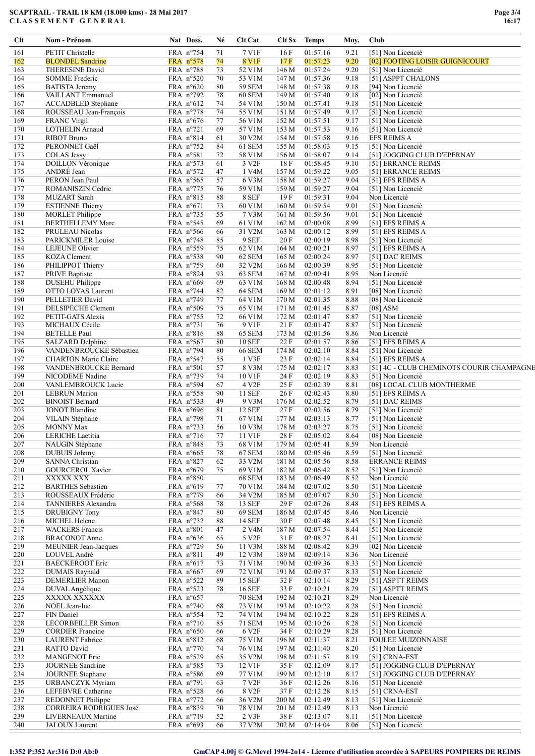**SCAPTRAIL - TRAIL 18 KM (18.000 kms) - 28 Mai 2017**
**CLASSEMENT GENERAL**

| Clt | Nom - Prénom | Nat | Doss. | Né | Clt Cat | Clt Sx | Temps | Moy. | Club |
|---|---|---|---|---|---|---|---|---|---|
| 161 | PETIT Christelle | FRA | n°754 | 71 | 7 V1F | 16 F | 01:57:16 | 9.21 | [51] Non Licencié |
| 162 | BLONDEL Sandrine | FRA | n°578 | 74 | 8 V1F | 17 F | 01:57:23 | 9.20 | [02] FOOTING LOISIR GUIGNICOURT |
| 163 | THERESINE David | FRA | n°788 | 73 | 52 V1M | 146 M | 01:57:24 | 9.20 | [51] Non Licencié |
| 164 | SOMME Frederic | FRA | n°520 | 70 | 53 V1M | 147 M | 01:57:36 | 9.18 | [51] ASPTT CHALONS |
| 165 | BATISTA Jeremy | FRA | n°620 | 80 | 59 SEM | 148 M | 01:57:38 | 9.18 | [94] Non Licencié |
| 166 | VAILLANT Emmanuel | FRA | n°792 | 78 | 60 SEM | 149 M | 01:57:40 | 9.18 | [02] Non Licencié |
| 167 | ACCADBLED Stephane | FRA | n°612 | 74 | 54 V1M | 150 M | 01:57:41 | 9.18 | [51] Non Licencié |
| 168 | ROUSSEAU Jean-François | FRA | n°778 | 74 | 55 V1M | 151 M | 01:57:49 | 9.17 | [51] Non Licencié |
| 169 | FRANC Virgil | FRA | n°676 | 77 | 56 V1M | 152 M | 01:57:51 | 9.17 | [51] Non Licencié |
| 170 | LOTHELIN Arnaud | FRA | n°721 | 69 | 57 V1M | 153 M | 01:57:53 | 9.16 | [51] Non Licencié |
| 171 | RIBOT Bruno | FRA | n°814 | 61 | 30 V2M | 154 M | 01:57:58 | 9.16 | EFS REIMS A |
| 172 | PERONNET Gaël | FRA | n°752 | 84 | 61 SEM | 155 M | 01:58:03 | 9.15 | [51] Non Licencié |
| 173 | COLAS Jessy | FRA | n°581 | 72 | 58 V1M | 156 M | 01:58:07 | 9.14 | [51] JOGGING CLUB D'EPERNAY |
| 174 | DOILLON Véronique | FRA | n°573 | 61 | 3 V2F | 18 F | 01:58:45 | 9.10 | [51] ERRANCE REIMS |
| 175 | ANDRÉ Jean | FRA | n°572 | 47 | 1 V4M | 157 M | 01:59:22 | 9.05 | [51] ERRANCE REIMS |
| 176 | PERON Jean Paul | FRA | n°565 | 57 | 6 V3M | 158 M | 01:59:27 | 9.04 | [51] EFS REIMS A |
| 177 | ROMANISZIN Cedric | FRA | n°775 | 76 | 59 V1M | 159 M | 01:59:27 | 9.04 | [51] Non Licencié |
| 178 | MUZART Sarah | FRA | n°815 | 88 | 8 SEF | 19 F | 01:59:31 | 9.04 | Non Licencié |
| 179 | ESTIENNE Thierry | FRA | n°671 | 73 | 60 V1M | 160 M | 01:59:54 | 9.01 | [51] Non Licencié |
| 180 | MORLET Philippe | FRA | n°735 | 55 | 7 V3M | 161 M | 01:59:56 | 9.01 | [51] Non Licencié |
| 181 | BERTHELLEMY Marc | FRA | n°545 | 69 | 61 V1M | 162 M | 02:00:08 | 8.99 | [51] EFS REIMS A |
| 182 | PRULEAU Nicolas | FRA | n°566 | 66 | 31 V2M | 163 M | 02:00:12 | 8.99 | [51] EFS REIMS A |
| 183 | PARICKMILER Louise | FRA | n°748 | 85 | 9 SEF | 20 F | 02:00:19 | 8.98 | [51] Non Licencié |
| 184 | LEJEUNE Olivier | FRA | n°559 | 75 | 62 V1M | 164 M | 02:00:21 | 8.97 | [51] EFS REIMS A |
| 185 | KOZA Clement | FRA | n°538 | 90 | 62 SEM | 165 M | 02:00:24 | 8.97 | [51] DAC REIMS |
| 186 | PHILIPPOT Thierry | FRA | n°759 | 60 | 32 V2M | 166 M | 02:00:39 | 8.95 | [51] Non Licencié |
| 187 | PRIVE Baptiste | FRA | n°824 | 93 | 63 SEM | 167 M | 02:00:41 | 8.95 | Non Licencié |
| 188 | DUSEHU Philippe | FRA | n°669 | 69 | 63 V1M | 168 M | 02:00:48 | 8.94 | [51] Non Licencié |
| 189 | OTTO LOYAS Laurent | FRA | n°744 | 82 | 64 SEM | 169 M | 02:01:12 | 8.91 | [08] Non Licencié |
| 190 | PELLETIER David | FRA | n°749 | 77 | 64 V1M | 170 M | 02:01:35 | 8.88 | [08] Non Licencié |
| 191 | DELSIPECHE Clement | FRA | n°509 | 75 | 65 V1M | 171 M | 02:01:45 | 8.87 | [08] ASM |
| 192 | PETIT-GATS Alexis | FRA | n°755 | 72 | 66 V1M | 172 M | 02:01:47 | 8.87 | [51] Non Licencié |
| 193 | MICHAUX Cécile | FRA | n°731 | 76 | 9 V1F | 21 F | 02:01:47 | 8.87 | [51] Non Licencié |
| 194 | BETELLE Paul | FRA | n°816 | 88 | 65 SEM | 173 M | 02:01:56 | 8.86 | Non Licencié |
| 195 | SALZARD Delphine | FRA | n°567 | 80 | 10 SEF | 22 F | 02:01:57 | 8.86 | [51] EFS REIMS A |
| 196 | VANDENBROUCKE Sébastien | FRA | n°794 | 80 | 66 SEM | 174 M | 02:02:10 | 8.84 | [51] Non Licencié |
| 197 | CHARTON Marie Claire | FRA | n°547 | 55 | 1 V3F | 23 F | 02:02:14 | 8.84 | [51] EFS REIMS A |
| 198 | VANDENBROUCKE Bernard | FRA | n°501 | 57 | 8 V3M | 175 M | 02:02:17 | 8.83 | [51] 4C - CLUB CHEMINOTS COURIR CHAMPAGNE |
| 199 | NICODEME Nadine | FRA | n°739 | 74 | 10 V1F | 24 F | 02:02:19 | 8.83 | [51] Non Licencié |
| 200 | VANLEMBROUCK Lucie | FRA | n°594 | 67 | 4 V2F | 25 F | 02:02:39 | 8.81 | [08] LOCAL CLUB MONTHERME |
| 201 | LEBRUN Marion | FRA | n°558 | 90 | 11 SEF | 26 F | 02:02:43 | 8.80 | [51] EFS REIMS A |
| 202 | BINOIST Bernard | FRA | n°533 | 49 | 9 V3M | 176 M | 02:02:52 | 8.79 | [51] DAC REIMS |
| 203 | JONOT Blandine | FRA | n°696 | 81 | 12 SEF | 27 F | 02:02:56 | 8.79 | [51] Non Licencié |
| 204 | VILAIN Stéphane | FRA | n°798 | 71 | 67 V1M | 177 M | 02:03:13 | 8.77 | [51] Non Licencié |
| 205 | MONNY Max | FRA | n°733 | 56 | 10 V3M | 178 M | 02:03:27 | 8.75 | [51] Non Licencié |
| 206 | LERICHE Laetitia | FRA | n°716 | 77 | 11 V1F | 28 F | 02:05:02 | 8.64 | [08] Non Licencié |
| 207 | NAUGIN Stéphane | FRA | n°848 | 73 | 68 V1M | 179 M | 02:05:41 | 8.59 | Non Licencié |
| 208 | DUBUIS Johnny | FRA | n°665 | 78 | 67 SEM | 180 M | 02:05:46 | 8.59 | [51] Non Licencié |
| 209 | SANNA Christian | FRA | n°827 | 62 | 33 V2M | 181 M | 02:05:56 | 8.58 | ERRANCE REIMS |
| 210 | GOURCEROL Xavier | FRA | n°679 | 75 | 69 V1M | 182 M | 02:06:42 | 8.52 | [51] Non Licencié |
| 211 | XXXXX XXX | FRA | n°850 | | 68 SEM | 183 M | 02:06:49 | 8.52 | Non Licencié |
| 212 | BARTHES Sebastien | FRA | n°619 | 77 | 70 V1M | 184 M | 02:07:02 | 8.50 | [51] Non Licencié |
| 213 | ROUSSEAUX Frédéric | FRA | n°779 | 66 | 34 V2M | 185 M | 02:07:07 | 8.50 | [51] Non Licencié |
| 214 | TANNIERES Alexandra | FRA | n°568 | 78 | 13 SEF | 29 F | 02:07:26 | 8.48 | [51] EFS REIMS A |
| 215 | DRUBIGNY Tony | FRA | n°847 | 80 | 69 SEM | 186 M | 02:07:45 | 8.46 | Non Licencié |
| 216 | MICHEL Helene | FRA | n°732 | 88 | 14 SEF | 30 F | 02:07:48 | 8.45 | [51] Non Licencié |
| 217 | WACKERS Francis | FRA | n°801 | 47 | 2 V4M | 187 M | 02:07:54 | 8.44 | [51] Non Licencié |
| 218 | BRACONOT Anne | FRA | n°636 | 65 | 5 V2F | 31 F | 02:08:27 | 8.41 | [51] Non Licencié |
| 219 | MEUNIER Jean-Jacques | FRA | n°729 | 56 | 11 V3M | 188 M | 02:08:42 | 8.39 | [02] Non Licencié |
| 220 | LOUVEL André | FRA | n°811 | 49 | 12 V3M | 189 M | 02:09:14 | 8.36 | Non Licencié |
| 221 | BAECKEROOT Eric | FRA | n°617 | 73 | 71 V1M | 190 M | 02:09:36 | 8.33 | [51] Non Licencié |
| 222 | DUMAIS Raynald | FRA | n°667 | 69 | 72 V1M | 191 M | 02:09:37 | 8.33 | [51] Non Licencié |
| 223 | DEMERLIER Manon | FRA | n°522 | 89 | 15 SEF | 32 F | 02:10:14 | 8.29 | [51] ASPTT REIMS |
| 224 | DUVAL Angélique | FRA | n°523 | 78 | 16 SEF | 33 F | 02:10:21 | 8.29 | [51] ASPTT REIMS |
| 225 | XXXXX XXXXXX | FRA | n°657 | | 70 SEM | 192 M | 02:10:21 | 8.29 | Non Licencié |
| 226 | NOEL Jean-luc | FRA | n°740 | 68 | 73 V1M | 193 M | 02:10:22 | 8.28 | [51] Non Licencié |
| 227 | FIN Daniel | FRA | n°554 | 72 | 74 V1M | 194 M | 02:10:22 | 8.28 | [51] EFS REIMS A |
| 228 | LECORBEILLER Simon | FRA | n°710 | 85 | 71 SEM | 195 M | 02:10:26 | 8.28 | [51] Non Licencié |
| 229 | CORDIER Francine | FRA | n°650 | 66 | 6 V2F | 34 F | 02:10:29 | 8.28 | [51] Non Licencié |
| 230 | LAURENT Fabrice | FRA | n°812 | 68 | 75 V1M | 196 M | 02:11:37 | 8.21 | FOULEE MUIZONNAISE |
| 231 | RATTO David | FRA | n°770 | 74 | 76 V1M | 197 M | 02:11:40 | 8.20 | [51] Non Licencié |
| 232 | MANGENOT Eric | FRA | n°529 | 65 | 35 V2M | 198 M | 02:11:57 | 8.19 | [51] CRNA-EST |
| 233 | JOURNEE Sandrine | FRA | n°585 | 73 | 12 V1F | 35 F | 02:12:09 | 8.17 | [51] JOGGING CLUB D'EPERNAY |
| 234 | JOURNEE Stephane | FRA | n°586 | 69 | 77 V1M | 199 M | 02:12:10 | 8.17 | [51] JOGGING CLUB D'EPERNAY |
| 235 | URBANCZYK Myriam | FRA | n°791 | 63 | 7 V2F | 36 F | 02:12:26 | 8.16 | [51] Non Licencié |
| 236 | LEFEBVRE Catherine | FRA | n°528 | 66 | 8 V2F | 37 F | 02:12:28 | 8.15 | [51] CRNA-EST |
| 237 | REDONNET Philippe | FRA | n°772 | 66 | 36 V2M | 200 M | 02:12:49 | 8.13 | [51] Non Licencié |
| 238 | CORREIRA RODRIGUES José | FRA | n°839 | 70 | 78 V1M | 201 M | 02:12:49 | 8.13 | Non Licencié |
| 239 | LIVERNEAUX Martine | FRA | n°719 | 52 | 2 V3F | 38 F | 02:13:07 | 8.11 | [51] Non Licencié |
| 240 | JALOUX Laurent | FRA | n°693 | 66 | 37 V2M | 202 M | 02:14:04 | 8.06 | [51] Non Licencié |

I:352 P:352 Ar:316 D:0 Ab:0

GmCAP 4.00j © G.Mevel 1994-2o14 - Licence d'utilisation accordée à SAPEURS POMPIERS DE REIMS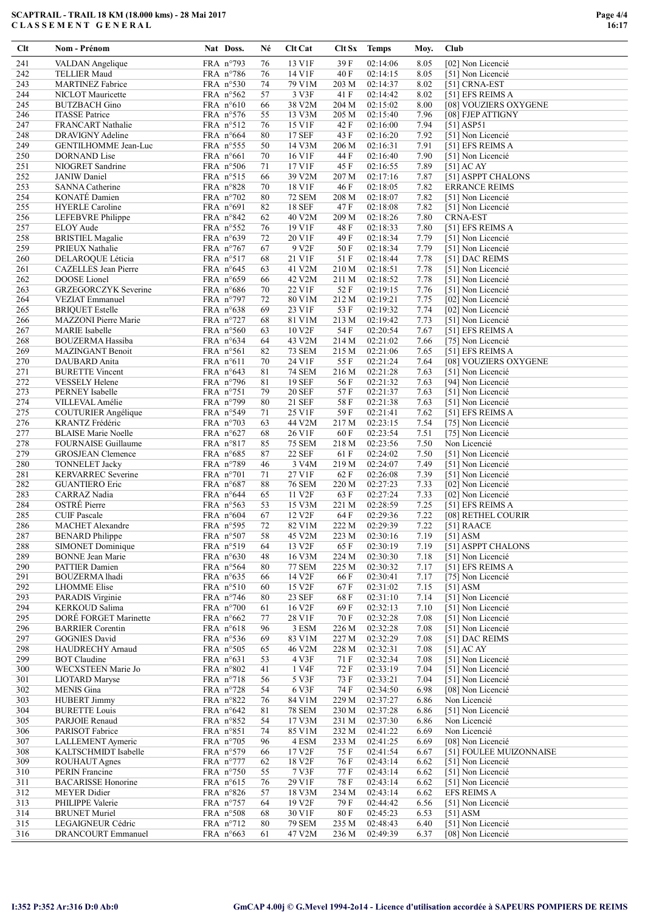# SCAPTRAIL - TRAIL 18 KM (18.000 kms) - 28 Mai 2017
## C L A S S E M E N T   G E N E R A L

| Clt | Nom - Prénom | Nat | Doss. | Né | Clt Cat | Clt Sx | Temps | Moy. | Club |
|---|---|---|---|---|---|---|---|---|---|
| 241 | VALDAN Angelique | FRA | n°793 | 76 | 13 V1F | 39 F | 02:14:06 | 8.05 | [02] Non Licencié |
| 242 | TELLIER Maud | FRA | n°786 | 76 | 14 V1F | 40 F | 02:14:15 | 8.05 | [51] Non Licencié |
| 243 | MARTINEZ Fabrice | FRA | n°530 | 74 | 79 V1M | 203 M | 02:14:37 | 8.02 | [51] CRNA-EST |
| 244 | NICLOT Mauricette | FRA | n°562 | 57 | 3 V3F | 41 F | 02:14:42 | 8.02 | [51] EFS REIMS A |
| 245 | BUTZBACH Gino | FRA | n°610 | 66 | 38 V2M | 204 M | 02:15:02 | 8.00 | [08] VOUZIERS OXYGENE |
| 246 | ITASSE Patrice | FRA | n°576 | 55 | 13 V3M | 205 M | 02:15:40 | 7.96 | [08] FJEP ATTIGNY |
| 247 | FRANCART Nathalie | FRA | n°512 | 76 | 15 V1F | 42 F | 02:16:00 | 7.94 | [51] ASP51 |
| 248 | DRAVIGNY Adeline | FRA | n°664 | 80 | 17 SEF | 43 F | 02:16:20 | 7.92 | [51] Non Licencié |
| 249 | GENTILHOMME Jean-Luc | FRA | n°555 | 50 | 14 V3M | 206 M | 02:16:31 | 7.91 | [51] EFS REIMS A |
| 250 | DORNAND Lise | FRA | n°661 | 70 | 16 V1F | 44 F | 02:16:40 | 7.90 | [51] Non Licencié |
| 251 | NIOGRET Sandrine | FRA | n°506 | 71 | 17 V1F | 45 F | 02:16:55 | 7.89 | [51] AC AY |
| 252 | JANIW Daniel | FRA | n°515 | 66 | 39 V2M | 207 M | 02:17:16 | 7.87 | [51] ASPPT CHALONS |
| 253 | SANNA Catherine | FRA | n°828 | 70 | 18 V1F | 46 F | 02:18:05 | 7.82 | ERRANCE REIMS |
| 254 | KONATÉ Damien | FRA | n°702 | 80 | 72 SEM | 208 M | 02:18:07 | 7.82 | [51] Non Licencié |
| 255 | HYERLE Caroline | FRA | n°691 | 82 | 18 SEF | 47 F | 02:18:08 | 7.82 | [51] Non Licencié |
| 256 | LEFEBVRE Philippe | FRA | n°842 | 62 | 40 V2M | 209 M | 02:18:26 | 7.80 | CRNA-EST |
| 257 | ELOY Aude | FRA | n°552 | 76 | 19 V1F | 48 F | 02:18:33 | 7.80 | [51] EFS REIMS A |
| 258 | BRISTIEL Magalie | FRA | n°639 | 72 | 20 V1F | 49 F | 02:18:34 | 7.79 | [51] Non Licencié |
| 259 | PRIEUX Nathalie | FRA | n°767 | 67 | 9 V2F | 50 F | 02:18:34 | 7.79 | [51] Non Licencié |
| 260 | DELAROQUE Léticia | FRA | n°517 | 68 | 21 V1F | 51 F | 02:18:44 | 7.78 | [51] DAC REIMS |
| 261 | CAZELLES Jean Pierre | FRA | n°645 | 63 | 41 V2M | 210 M | 02:18:51 | 7.78 | [51] Non Licencié |
| 262 | DOOSE Lionel | FRA | n°659 | 66 | 42 V2M | 211 M | 02:18:52 | 7.78 | [51] Non Licencié |
| 263 | GRZEGORCZYK Severine | FRA | n°686 | 70 | 22 V1F | 52 F | 02:19:15 | 7.76 | [51] Non Licencié |
| 264 | VEZIAT Emmanuel | FRA | n°797 | 72 | 80 V1M | 212 M | 02:19:21 | 7.75 | [02] Non Licencié |
| 265 | BRIQUET Estelle | FRA | n°638 | 69 | 23 V1F | 53 F | 02:19:32 | 7.74 | [02] Non Licencié |
| 266 | MAZZONI Pierre Marie | FRA | n°727 | 68 | 81 V1M | 213 M | 02:19:42 | 7.73 | [51] Non Licencié |
| 267 | MARIE Isabelle | FRA | n°560 | 63 | 10 V2F | 54 F | 02:20:54 | 7.67 | [51] EFS REIMS A |
| 268 | BOUZERMA Hassiba | FRA | n°634 | 64 | 43 V2M | 214 M | 02:21:02 | 7.66 | [75] Non Licencié |
| 269 | MAZINGANT Benoit | FRA | n°561 | 82 | 73 SEM | 215 M | 02:21:06 | 7.65 | [51] EFS REIMS A |
| 270 | DAUBARD Anita | FRA | n°611 | 70 | 24 V1F | 55 F | 02:21:24 | 7.64 | [08] VOUZIERS OXYGENE |
| 271 | BURETTE Vincent | FRA | n°643 | 81 | 74 SEM | 216 M | 02:21:28 | 7.63 | [51] Non Licencié |
| 272 | VESSELY Helene | FRA | n°796 | 81 | 19 SEF | 56 F | 02:21:32 | 7.63 | [94] Non Licencié |
| 273 | PERNEY Isabelle | FRA | n°751 | 79 | 20 SEF | 57 F | 02:21:37 | 7.63 | [51] Non Licencié |
| 274 | VILLEVAL Amélie | FRA | n°799 | 80 | 21 SEF | 58 F | 02:21:38 | 7.63 | [51] Non Licencié |
| 275 | COUTURIER Angélique | FRA | n°549 | 71 | 25 V1F | 59 F | 02:21:41 | 7.62 | [51] EFS REIMS A |
| 276 | KRANTZ Frédéric | FRA | n°703 | 63 | 44 V2M | 217 M | 02:23:15 | 7.54 | [75] Non Licencié |
| 277 | BLAISE Marie Noelle | FRA | n°627 | 68 | 26 V1F | 60 F | 02:23:54 | 7.51 | [75] Non Licencié |
| 278 | FOURNAISE Guillaume | FRA | n°817 | 85 | 75 SEM | 218 M | 02:23:56 | 7.50 | Non Licencié |
| 279 | GROSJEAN Clemence | FRA | n°685 | 87 | 22 SEF | 61 F | 02:24:02 | 7.50 | [51] Non Licencié |
| 280 | TONNELET Jacky | FRA | n°789 | 46 | 3 V4M | 219 M | 02:24:07 | 7.49 | [51] Non Licencié |
| 281 | KERVARREC Severine | FRA | n°701 | 71 | 27 V1F | 62 F | 02:26:08 | 7.39 | [51] Non Licencié |
| 282 | GUANTIERO Eric | FRA | n°687 | 88 | 76 SEM | 220 M | 02:27:23 | 7.33 | [02] Non Licencié |
| 283 | CARRAZ Nadia | FRA | n°644 | 65 | 11 V2F | 63 F | 02:27:24 | 7.33 | [02] Non Licencié |
| 284 | OSTRÉ Pierre | FRA | n°563 | 53 | 15 V3M | 221 M | 02:28:59 | 7.25 | [51] EFS REIMS A |
| 285 | CUIF Pascale | FRA | n°604 | 67 | 12 V2F | 64 F | 02:29:36 | 7.22 | [08] RETHEL COURIR |
| 286 | MACHET Alexandre | FRA | n°595 | 72 | 82 V1M | 222 M | 02:29:39 | 7.22 | [51] RAACE |
| 287 | BENARD Philippe | FRA | n°507 | 58 | 45 V2M | 223 M | 02:30:16 | 7.19 | [51] ASM |
| 288 | SIMONET Dominique | FRA | n°519 | 64 | 13 V2F | 65 F | 02:30:19 | 7.19 | [51] ASPPT CHALONS |
| 289 | BONNE Jean Marie | FRA | n°630 | 48 | 16 V3M | 224 M | 02:30:30 | 7.18 | [51] Non Licencié |
| 290 | PATTIER Damien | FRA | n°564 | 80 | 77 SEM | 225 M | 02:30:32 | 7.17 | [51] EFS REIMS A |
| 291 | BOUZERMA lhadi | FRA | n°635 | 66 | 14 V2F | 66 F | 02:30:41 | 7.17 | [75] Non Licencié |
| 292 | LHOMME Elise | FRA | n°510 | 60 | 15 V2F | 67 F | 02:31:02 | 7.15 | [51] ASM |
| 293 | PARADIS Virginie | FRA | n°746 | 80 | 23 SEF | 68 F | 02:31:10 | 7.14 | [51] Non Licencié |
| 294 | KERKOUD Salima | FRA | n°700 | 61 | 16 V2F | 69 F | 02:32:13 | 7.10 | [51] Non Licencié |
| 295 | DORÉ FORGET Marinette | FRA | n°662 | 77 | 28 V1F | 70 F | 02:32:28 | 7.08 | [51] Non Licencié |
| 296 | BARRIER Corentin | FRA | n°618 | 96 | 3 ESM | 226 M | 02:32:28 | 7.08 | [51] Non Licencié |
| 297 | GOGNIES David | FRA | n°536 | 69 | 83 V1M | 227 M | 02:32:29 | 7.08 | [51] DAC REIMS |
| 298 | HAUDRECHY Arnaud | FRA | n°505 | 65 | 46 V2M | 228 M | 02:32:31 | 7.08 | [51] AC AY |
| 299 | BOT Claudine | FRA | n°631 | 53 | 4 V3F | 71 F | 02:32:34 | 7.08 | [51] Non Licencié |
| 300 | WECXSTEEN Marie Jo | FRA | n°802 | 41 | 1 V4F | 72 F | 02:33:19 | 7.04 | [51] Non Licencié |
| 301 | LIOTARD Maryse | FRA | n°718 | 56 | 5 V3F | 73 F | 02:33:21 | 7.04 | [51] Non Licencié |
| 302 | MENIS Gina | FRA | n°728 | 54 | 6 V3F | 74 F | 02:34:50 | 6.98 | [08] Non Licencié |
| 303 | HUBERT Jimmy | FRA | n°822 | 76 | 84 V1M | 229 M | 02:37:27 | 6.86 | Non Licencié |
| 304 | BURETTE Louis | FRA | n°642 | 81 | 78 SEM | 230 M | 02:37:28 | 6.86 | [51] Non Licencié |
| 305 | PARJOIE Renaud | FRA | n°852 | 54 | 17 V3M | 231 M | 02:37:30 | 6.86 | Non Licencié |
| 306 | PARISOT Fabrice | FRA | n°851 | 74 | 85 V1M | 232 M | 02:41:22 | 6.69 | Non Licencié |
| 307 | LALLEMENT Aymeric | FRA | n°705 | 96 | 4 ESM | 233 M | 02:41:25 | 6.69 | [08] Non Licencié |
| 308 | KALTSCHMIDT Isabelle | FRA | n°579 | 66 | 17 V2F | 75 F | 02:41:54 | 6.67 | [51] FOULEE MUIZONNAISE |
| 309 | ROUHAUT Agnes | FRA | n°777 | 62 | 18 V2F | 76 F | 02:43:14 | 6.62 | [51] Non Licencié |
| 310 | PERIN Francine | FRA | n°750 | 55 | 7 V3F | 77 F | 02:43:14 | 6.62 | [51] Non Licencié |
| 311 | BACARISSE Honorine | FRA | n°615 | 76 | 29 V1F | 78 F | 02:43:14 | 6.62 | [51] Non Licencié |
| 312 | MEYER Didier | FRA | n°826 | 57 | 18 V3M | 234 M | 02:43:14 | 6.62 | EFS REIMS A |
| 313 | PHILIPPE Valerie | FRA | n°757 | 64 | 19 V2F | 79 F | 02:44:42 | 6.56 | [51] Non Licencié |
| 314 | BRUNET Muriel | FRA | n°508 | 68 | 30 V1F | 80 F | 02:45:23 | 6.53 | [51] ASM |
| 315 | LEGAIGNEUR Cédric | FRA | n°712 | 80 | 79 SEM | 235 M | 02:48:43 | 6.40 | [51] Non Licencié |
| 316 | DRANCOURT Emmanuel | FRA | n°663 | 61 | 47 V2M | 236 M | 02:49:39 | 6.37 | [08] Non Licencié |

I:352 P:352 Ar:316 D:0 Ab:0

GmCAP 4.00j © G.Mevel 1994-2o14 - Licence d'utilisation accordée à SAPEURS POMPIERS DE REIMS